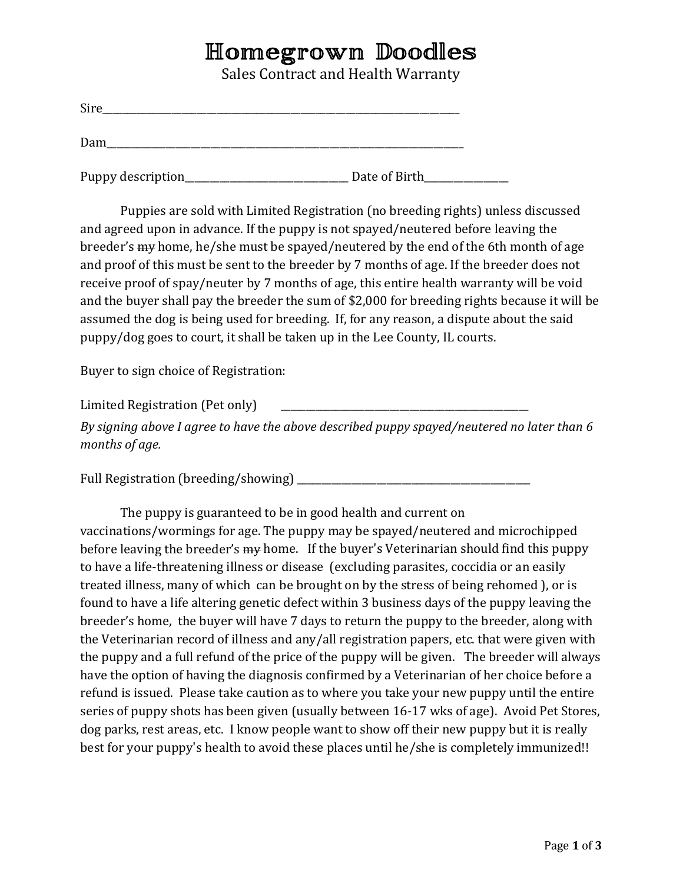# Homegrown Doodles

Sales Contract and Health Warranty

Sire\_\_\_\_\_\_\_\_\_\_\_\_\_\_\_\_\_\_\_\_\_\_\_\_\_\_\_\_\_\_\_\_\_\_\_\_\_\_\_\_\_\_\_\_\_\_\_\_\_\_\_\_\_\_\_\_\_\_\_\_\_\_\_\_\_\_\_\_\_\_\_\_\_\_

Dam\_\_\_\_\_\_\_\_\_\_\_\_\_\_\_\_\_\_\_\_\_\_\_\_\_\_\_\_\_\_\_\_\_\_\_\_\_\_\_\_\_\_\_\_\_\_\_\_\_\_\_\_\_\_\_\_\_\_\_\_\_\_\_\_\_\_\_\_\_\_\_\_\_\_

Puppy description\_\_\_\_\_\_\_\_\_\_\_\_\_\_\_\_\_\_\_\_\_\_\_\_\_\_\_\_\_\_\_\_\_\_\_ Date of Birth\_\_\_\_\_\_\_\_\_\_\_\_\_\_\_\_\_\_

Puppies are sold with Limited Registration (no breeding rights) unless discussed and agreed upon in advance. If the puppy is not spayed/neutered before leaving the breeder's ~~my~~ home, he/she must be spayed/neutered by the end of the 6th month of age and proof of this must be sent to the breeder by 7 months of age. If the breeder does not receive proof of spay/neuter by 7 months of age, this entire health warranty will be void and the buyer shall pay the breeder the sum of $2,000 for breeding rights because it will be assumed the dog is being used for breeding. If, for any reason, a dispute about the said puppy/dog goes to court, it shall be taken up in the Lee County, IL courts.

Buyer to sign choice of Registration:

Limited Registration (Pet only) \_\_\_\_\_\_\_\_\_\_\_\_\_\_\_\_\_\_\_\_\_\_\_\_\_\_\_\_\_\_\_\_\_\_\_\_\_\_\_\_\_\_\_\_\_\_\_\_\_\_\_\_

*By signing above I agree to have the above described puppy spayed/neutered no later than 6 months of age.*

Full Registration (breeding/showing) \_\_\_\_\_\_\_\_\_\_\_\_\_\_\_\_\_\_\_\_\_\_\_\_\_\_\_\_\_\_\_\_\_\_\_\_\_\_\_\_\_\_\_\_\_\_\_\_

The puppy is guaranteed to be in good health and current on vaccinations/wormings for age. The puppy may be spayed/neutered and microchipped before leaving the breeder's ~~my~~ home. If the buyer's Veterinarian should find this puppy to have a life-threatening illness or disease (excluding parasites, coccidia or an easily treated illness, many of which can be brought on by the stress of being rehomed ), or is found to have a life altering genetic defect within 3 business days of the puppy leaving the breeder's home, the buyer will have 7 days to return the puppy to the breeder, along with the Veterinarian record of illness and any/all registration papers, etc. that were given with the puppy and a full refund of the price of the puppy will be given. The breeder will always have the option of having the diagnosis confirmed by a Veterinarian of her choice before a refund is issued. Please take caution as to where you take your new puppy until the entire series of puppy shots has been given (usually between 16-17 wks of age). Avoid Pet Stores, dog parks, rest areas, etc. I know people want to show off their new puppy but it is really best for your puppy's health to avoid these places until he/she is completely immunized!!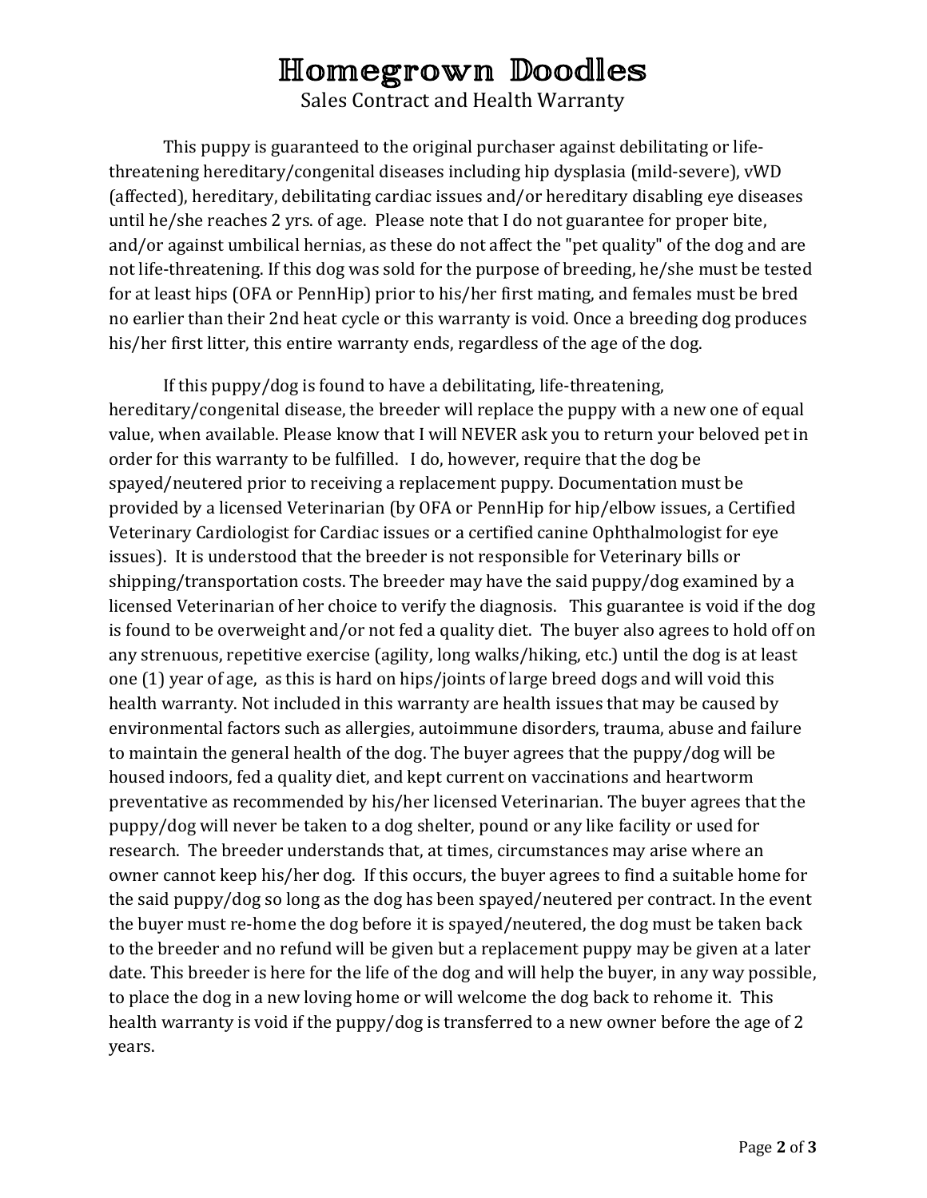# Homegrown Doodles

Sales Contract and Health Warranty

This puppy is guaranteed to the original purchaser against debilitating or life-threatening hereditary/congenital diseases including hip dysplasia (mild-severe), vWD (affected), hereditary, debilitating cardiac issues and/or hereditary disabling eye diseases until he/she reaches 2 yrs. of age. Please note that I do not guarantee for proper bite, and/or against umbilical hernias, as these do not affect the "pet quality" of the dog and are not life-threatening. If this dog was sold for the purpose of breeding, he/she must be tested for at least hips (OFA or PennHip) prior to his/her first mating, and females must be bred no earlier than their 2nd heat cycle or this warranty is void. Once a breeding dog produces his/her first litter, this entire warranty ends, regardless of the age of the dog.

If this puppy/dog is found to have a debilitating, life-threatening, hereditary/congenital disease, the breeder will replace the puppy with a new one of equal value, when available. Please know that I will NEVER ask you to return your beloved pet in order for this warranty to be fulfilled. I do, however, require that the dog be spayed/neutered prior to receiving a replacement puppy. Documentation must be provided by a licensed Veterinarian (by OFA or PennHip for hip/elbow issues, a Certified Veterinary Cardiologist for Cardiac issues or a certified canine Ophthalmologist for eye issues). It is understood that the breeder is not responsible for Veterinary bills or shipping/transportation costs. The breeder may have the said puppy/dog examined by a licensed Veterinarian of her choice to verify the diagnosis. This guarantee is void if the dog is found to be overweight and/or not fed a quality diet. The buyer also agrees to hold off on any strenuous, repetitive exercise (agility, long walks/hiking, etc.) until the dog is at least one (1) year of age, as this is hard on hips/joints of large breed dogs and will void this health warranty. Not included in this warranty are health issues that may be caused by environmental factors such as allergies, autoimmune disorders, trauma, abuse and failure to maintain the general health of the dog. The buyer agrees that the puppy/dog will be housed indoors, fed a quality diet, and kept current on vaccinations and heartworm preventative as recommended by his/her licensed Veterinarian. The buyer agrees that the puppy/dog will never be taken to a dog shelter, pound or any like facility or used for research. The breeder understands that, at times, circumstances may arise where an owner cannot keep his/her dog. If this occurs, the buyer agrees to find a suitable home for the said puppy/dog so long as the dog has been spayed/neutered per contract. In the event the buyer must re-home the dog before it is spayed/neutered, the dog must be taken back to the breeder and no refund will be given but a replacement puppy may be given at a later date. This breeder is here for the life of the dog and will help the buyer, in any way possible, to place the dog in a new loving home or will welcome the dog back to rehome it. This health warranty is void if the puppy/dog is transferred to a new owner before the age of 2 years.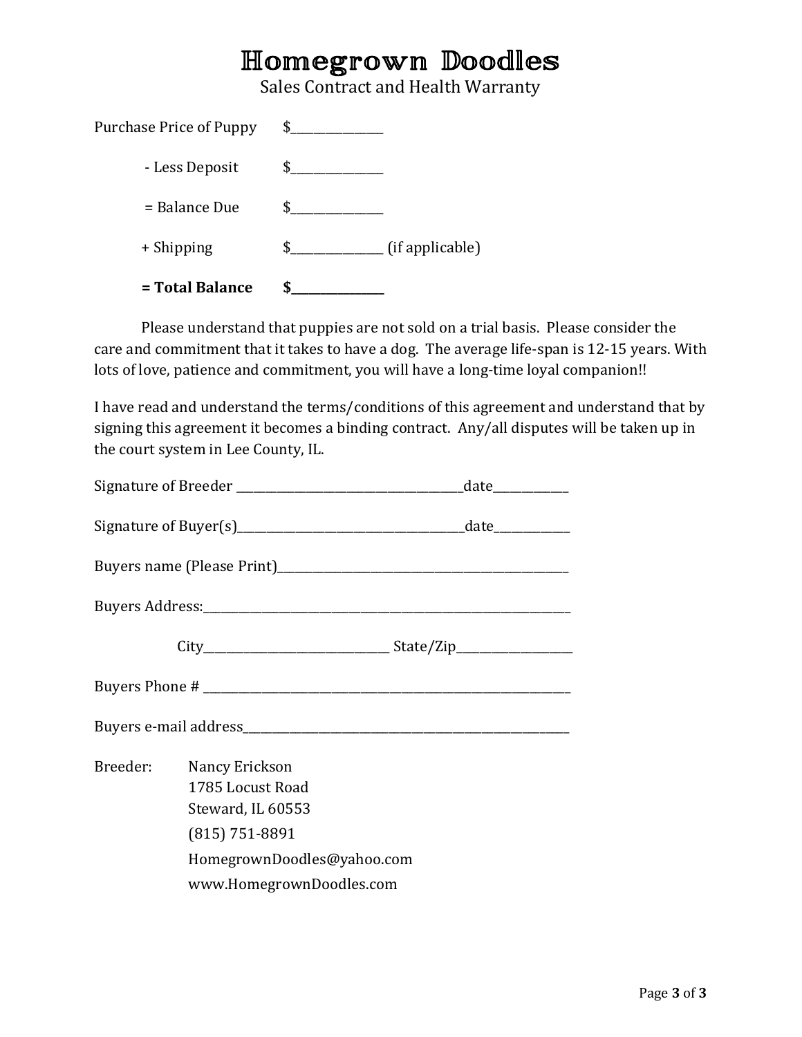# Homegrown Doodles

Sales Contract and Health Warranty

Purchase Price of Puppy $_______________

- Less Deposit $_______________

= Balance Due $_______________

+ Shipping $_______________ (if applicable)

**= Total Balance $_______________**

Please understand that puppies are not sold on a trial basis. Please consider the care and commitment that it takes to have a dog. The average life-span is 12-15 years. With lots of love, patience and commitment, you will have a long-time loyal companion!!

I have read and understand the terms/conditions of this agreement and understand that by signing this agreement it becomes a binding contract. Any/all disputes will be taken up in the court system in Lee County, IL.

Signature of Breeder ______________________________________date____________

Signature of Buyer(s)______________________________________date____________

Buyers name (Please Print)_________________________________________________

Buyers Address:__________________________________________________________

City_______________________________ State/Zip___________________

Buyers Phone # __________________________________________________________

Buyers e-mail address_____________________________________________________

Breeder: Nancy Erickson
1785 Locust Road
Steward, IL 60553
(815) 751-8891
HomegrownDoodles@yahoo.com
www.HomegrownDoodles.com